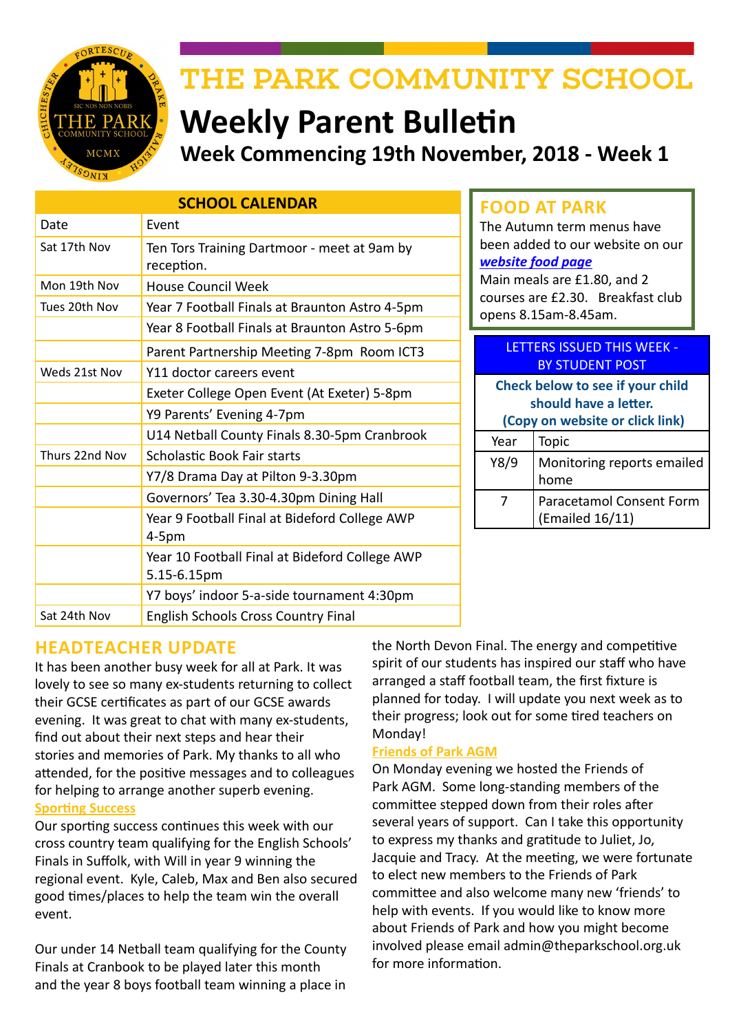# THE PARK COMMUNITY SCHOOL

## Weekly Parent Bulletin

### Week Commencing 19th November, 2018 - Week 1

| SCHOOL CALENDAR | |
|---|---|
| Date | Event |
| Sat 17th Nov | Ten Tors Training Dartmoor - meet at 9am by reception. |
| Mon 19th Nov | House Council Week |
| Tues 20th Nov | Year 7 Football Finals at Braunton Astro 4-5pm |
| | Year 8 Football Finals at Braunton Astro 5-6pm |
| | Parent Partnership Meeting 7-8pm Room ICT3 |
| Weds 21st Nov | Y11 doctor careers event |
| | Exeter College Open Event (At Exeter) 5-8pm |
| | Y9 Parents' Evening 4-7pm |
| | U14 Netball County Finals 8.30-5pm Cranbrook |
| Thurs 22nd Nov | Scholastic Book Fair starts |
| | Y7/8 Drama Day at Pilton 9-3.30pm |
| | Governors' Tea 3.30-4.30pm Dining Hall |
| | Year 9 Football Final at Bideford College AWP 4-5pm |
| | Year 10 Football Final at Bideford College AWP 5.15-6.15pm |
| | Y7 boys' indoor 5-a-side tournament 4:30pm |
| Sat 24th Nov | English Schools Cross Country Final |

## FOOD AT PARK

The Autumn term menus have been added to our website on our ***website food page***

Main meals are £1.80, and 2 courses are £2.30. Breakfast club opens 8.15am-8.45am.

| LETTERS ISSUED THIS WEEK - BY STUDENT POST | |
|---|---|
| **Check below to see if your child should have a letter. (Copy on website or click link)** | |
| Year | Topic |
| Y8/9 | Monitoring reports emailed home |
| 7 | Paracetamol Consent Form (Emailed 16/11) |

## HEADTEACHER UPDATE

It has been another busy week for all at Park. It was lovely to see so many ex-students returning to collect their GCSE certificates as part of our GCSE awards evening. It was great to chat with many ex-students, find out about their next steps and hear their stories and memories of Park. My thanks to all who attended, for the positive messages and to colleagues for helping to arrange another superb evening.

**Sporting Success**

Our sporting success continues this week with our cross country team qualifying for the English Schools' Finals in Suffolk, with Will in year 9 winning the regional event. Kyle, Caleb, Max and Ben also secured good times/places to help the team win the overall event.

Our under 14 Netball team qualifying for the County Finals at Cranbook to be played later this month and the year 8 boys football team winning a place in the North Devon Final. The energy and competitive spirit of our students has inspired our staff who have arranged a staff football team, the first fixture is planned for today. I will update you next week as to their progress; look out for some tired teachers on Monday!

**Friends of Park AGM**

On Monday evening we hosted the Friends of Park AGM. Some long-standing members of the committee stepped down from their roles after several years of support. Can I take this opportunity to express my thanks and gratitude to Juliet, Jo, Jacquie and Tracy. At the meeting, we were fortunate to elect new members to the Friends of Park committee and also welcome many new 'friends' to help with events. If you would like to know more about Friends of Park and how you might become involved please email admin@theparkschool.org.uk for more information.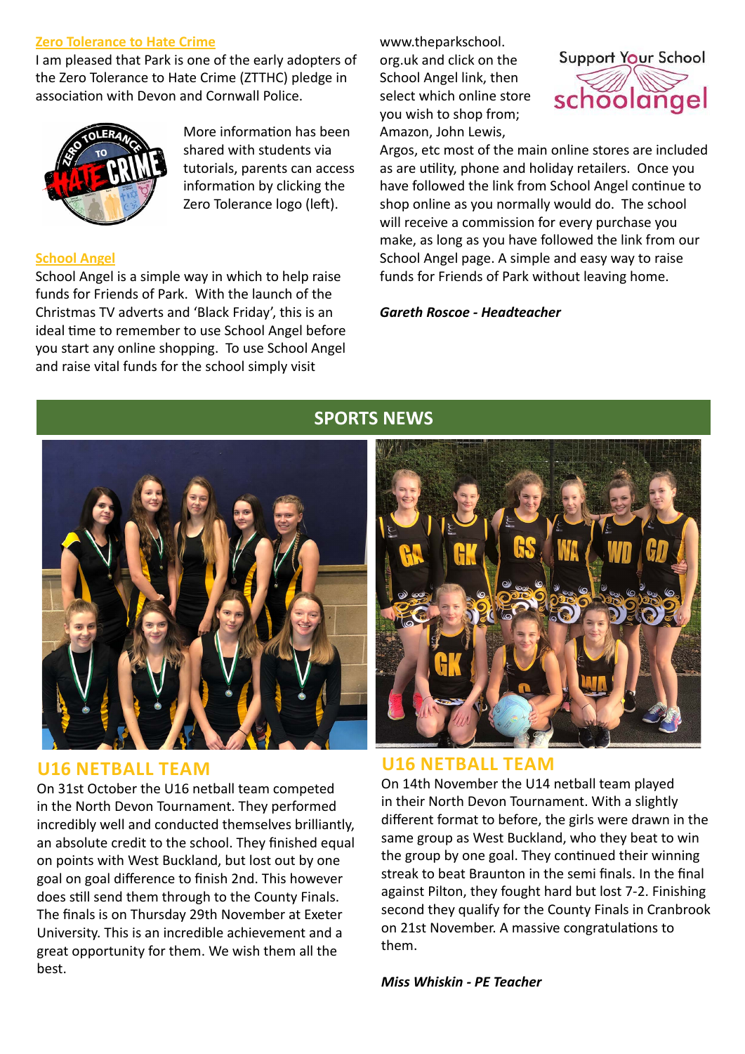## Zero Tolerance to Hate Crime

I am pleased that Park is one of the early adopters of the Zero Tolerance to Hate Crime (ZTTHC) pledge in association with Devon and Cornwall Police.

More information has been shared with students via tutorials, parents can access information by clicking the Zero Tolerance logo (left).

## School Angel

School Angel is a simple way in which to help raise funds for Friends of Park. With the launch of the Christmas TV adverts and 'Black Friday', this is an ideal time to remember to use School Angel before you start any online shopping. To use School Angel and raise vital funds for the school simply visit www.theparkschool.org.uk and click on the School Angel link, then select which online store you wish to shop from; Amazon, John Lewis, Argos, etc most of the main online stores are included as are utility, phone and holiday retailers. Once you have followed the link from School Angel continue to shop online as you normally would do. The school will receive a commission for every purchase you make, as long as you have followed the link from our School Angel page. A simple and easy way to raise funds for Friends of Park without leaving home.

***Gareth Roscoe - Headteacher***

# SPORTS NEWS

## U16 NETBALL TEAM

On 31st October the U16 netball team competed in the North Devon Tournament. They performed incredibly well and conducted themselves brilliantly, an absolute credit to the school. They finished equal on points with West Buckland, but lost out by one goal on goal difference to finish 2nd. This however does still send them through to the County Finals. The finals is on Thursday 29th November at Exeter University. This is an incredible achievement and a great opportunity for them. We wish them all the best.

## U16 NETBALL TEAM

On 14th November the U14 netball team played in their North Devon Tournament. With a slightly different format to before, the girls were drawn in the same group as West Buckland, who they beat to win the group by one goal. They continued their winning streak to beat Braunton in the semi finals. In the final against Pilton, they fought hard but lost 7-2. Finishing second they qualify for the County Finals in Cranbrook on 21st November. A massive congratulations to them.

***Miss Whiskin - PE Teacher***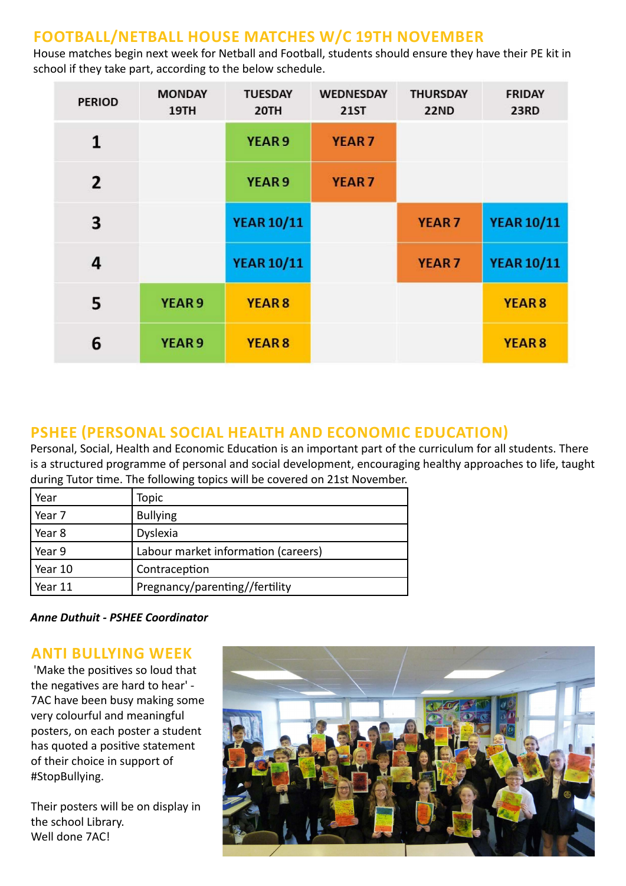## FOOTBALL/NETBALL HOUSE MATCHES W/C 19TH NOVEMBER

House matches begin next week for Netball and Football, students should ensure they have their PE kit in school if they take part, according to the below schedule.

| PERIOD | MONDAY 19TH | TUESDAY 20TH | WEDNESDAY 21ST | THURSDAY 22ND | FRIDAY 23RD |
|---|---|---|---|---|---|
| 1 | | YEAR 9 | YEAR 7 | | |
| 2 | | YEAR 9 | YEAR 7 | | |
| 3 | | YEAR 10/11 | | YEAR 7 | YEAR 10/11 |
| 4 | | YEAR 10/11 | | YEAR 7 | YEAR 10/11 |
| 5 | YEAR 9 | YEAR 8 | | | YEAR 8 |
| 6 | YEAR 9 | YEAR 8 | | | YEAR 8 |

## PSHEE (PERSONAL SOCIAL HEALTH AND ECONOMIC EDUCATION)

Personal, Social, Health and Economic Education is an important part of the curriculum for all students. There is a structured programme of personal and social development, encouraging healthy approaches to life, taught during Tutor time. The following topics will be covered on 21st November.

| Year | Topic |
|---|---|
| Year 7 | Bullying |
| Year 8 | Dyslexia |
| Year 9 | Labour market information (careers) |
| Year 10 | Contraception |
| Year 11 | Pregnancy/parenting//fertility |

***Anne Duthuit - PSHEE Coordinator***

## ANTI BULLYING WEEK

'Make the positives so loud that the negatives are hard to hear' - 7AC have been busy making some very colourful and meaningful posters, on each poster a student has quoted a positive statement of their choice in support of #StopBullying.

Their posters will be on display in the school Library.
Well done 7AC!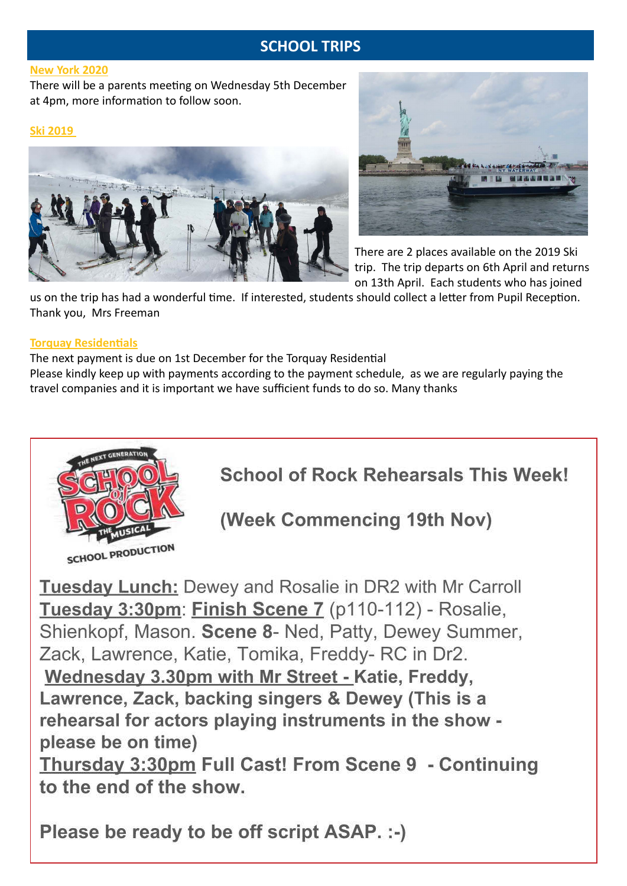# SCHOOL TRIPS

**New York 2020**

There will be a parents meeting on Wednesday 5th December at 4pm, more information to follow soon.

**Ski 2019**

There are 2 places available on the 2019 Ski trip. The trip departs on 6th April and returns on 13th April. Each students who has joined us on the trip has had a wonderful time. If interested, students should collect a letter from Pupil Reception. Thank you, Mrs Freeman

**Torquay Residentials**

The next payment is due on 1st December for the Torquay Residential

Please kindly keep up with payments according to the payment schedule, as we are regularly paying the travel companies and it is important we have sufficient funds to do so. Many thanks

## School of Rock Rehearsals This Week!

## (Week Commencing 19th Nov)

**Tuesday Lunch:** Dewey and Rosalie in DR2 with Mr Carroll

**Tuesday 3:30pm**: **Finish Scene 7** (p110-112) - Rosalie, Shienkopf, Mason. **Scene 8**- Ned, Patty, Dewey Summer, Zack, Lawrence, Katie, Tomika, Freddy- RC in Dr2.

**Wednesday 3.30pm with Mr Street - Katie, Freddy, Lawrence, Zack, backing singers & Dewey (This is a rehearsal for actors playing instruments in the show - please be on time)**

**Thursday 3:30pm Full Cast! From Scene 9 - Continuing to the end of the show.**

**Please be ready to be off script ASAP. :-)**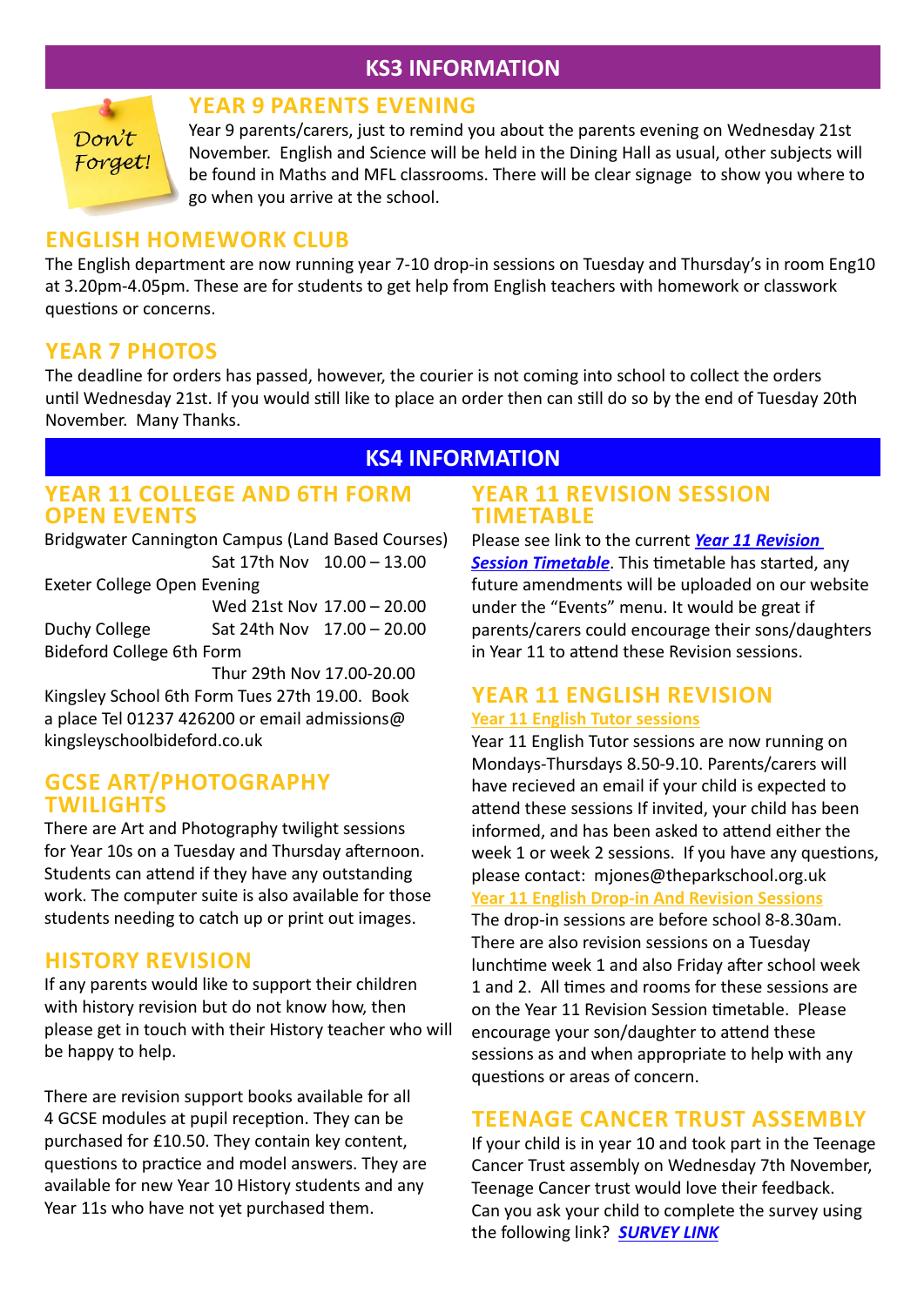## KS3 INFORMATION

Don't Forget!

### YEAR 9 PARENTS EVENING

Year 9 parents/carers, just to remind you about the parents evening on Wednesday 21st November. English and Science will be held in the Dining Hall as usual, other subjects will be found in Maths and MFL classrooms. There will be clear signage to show you where to go when you arrive at the school.

### ENGLISH HOMEWORK CLUB

The English department are now running year 7-10 drop-in sessions on Tuesday and Thursday's in room Eng10 at 3.20pm-4.05pm. These are for students to get help from English teachers with homework or classwork questions or concerns.

### YEAR 7 PHOTOS

The deadline for orders has passed, however, the courier is not coming into school to collect the orders until Wednesday 21st. If you would still like to place an order then can still do so by the end of Tuesday 20th November. Many Thanks.

## KS4 INFORMATION

### YEAR 11 COLLEGE AND 6TH FORM OPEN EVENTS

Bridgwater Cannington Campus (Land Based Courses)
Sat 17th Nov 10.00 – 13.00

Exeter College Open Evening
Wed 21st Nov 17.00 – 20.00

Duchy College Sat 24th Nov 17.00 – 20.00

Bideford College 6th Form
Thur 29th Nov 17.00-20.00

Kingsley School 6th Form Tues 27th 19.00. Book a place Tel 01237 426200 or email admissions@kingsleyschoolbideford.co.uk

### GCSE ART/PHOTOGRAPHY TWILIGHTS

There are Art and Photography twilight sessions for Year 10s on a Tuesday and Thursday afternoon. Students can attend if they have any outstanding work. The computer suite is also available for those students needing to catch up or print out images.

### HISTORY REVISION

If any parents would like to support their children with history revision but do not know how, then please get in touch with their History teacher who will be happy to help.

There are revision support books available for all 4 GCSE modules at pupil reception. They can be purchased for £10.50. They contain key content, questions to practice and model answers. They are available for new Year 10 History students and any Year 11s who have not yet purchased them.

### YEAR 11 REVISION SESSION TIMETABLE

Please see link to the current ***Year 11 Revision Session Timetable***. This timetable has started, any future amendments will be uploaded on our website under the "Events" menu. It would be great if parents/carers could encourage their sons/daughters in Year 11 to attend these Revision sessions.

### YEAR 11 ENGLISH REVISION

**Year 11 English Tutor sessions**

Year 11 English Tutor sessions are now running on Mondays-Thursdays 8.50-9.10. Parents/carers will have recieved an email if your child is expected to attend these sessions If invited, your child has been informed, and has been asked to attend either the week 1 or week 2 sessions. If you have any questions, please contact: mjones@theparkschool.org.uk

**Year 11 English Drop-in And Revision Sessions**

The drop-in sessions are before school 8-8.30am. There are also revision sessions on a Tuesday lunchtime week 1 and also Friday after school week 1 and 2. All times and rooms for these sessions are on the Year 11 Revision Session timetable. Please encourage your son/daughter to attend these sessions as and when appropriate to help with any questions or areas of concern.

### TEENAGE CANCER TRUST ASSEMBLY

If your child is in year 10 and took part in the Teenage Cancer Trust assembly on Wednesday 7th November, Teenage Cancer trust would love their feedback. Can you ask your child to complete the survey using the following link? ***SURVEY LINK***